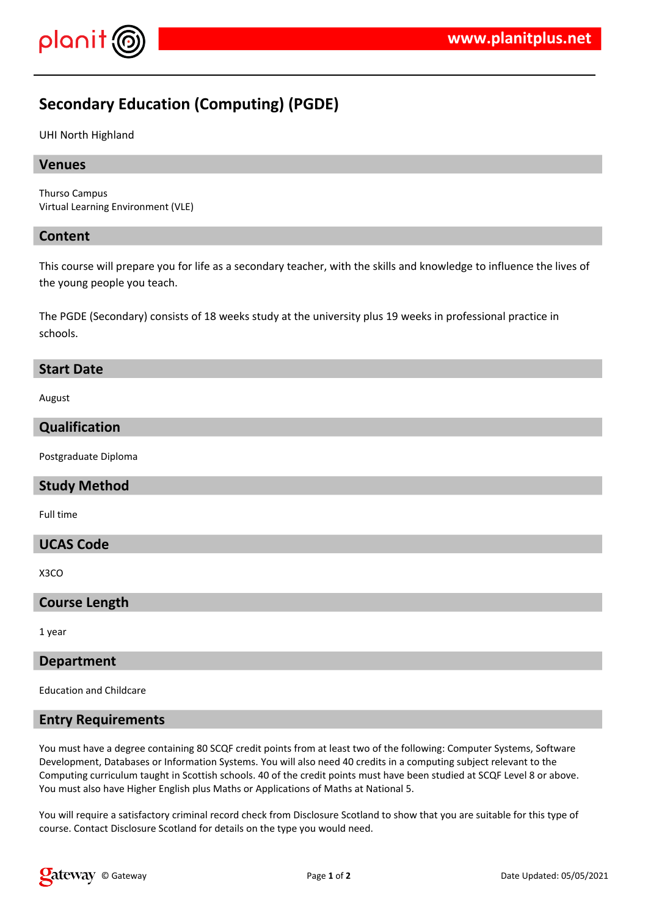# Secondary Education (Computing) (PGDE)

UHI North Highland

## Venues

Thurso Campus
Virtual Learning Environment (VLE)

## Content

This course will prepare you for life as a secondary teacher, with the skills and knowledge to influence the lives of the young people you teach.

The PGDE (Secondary) consists of 18 weeks study at the university plus 19 weeks in professional practice in schools.

## Start Date

August

## Qualification

Postgraduate Diploma

## Study Method

Full time

## UCAS Code

X3CO

## Course Length

1 year

## Department

Education and Childcare

## Entry Requirements

You must have a degree containing 80 SCQF credit points from at least two of the following: Computer Systems, Software Development, Databases or Information Systems. You will also need 40 credits in a computing subject relevant to the Computing curriculum taught in Scottish schools. 40 of the credit points must have been studied at SCQF Level 8 or above. You must also have Higher English plus Maths or Applications of Maths at National 5.

You will require a satisfactory criminal record check from Disclosure Scotland to show that you are suitable for this type of course. Contact Disclosure Scotland for details on the type you would need.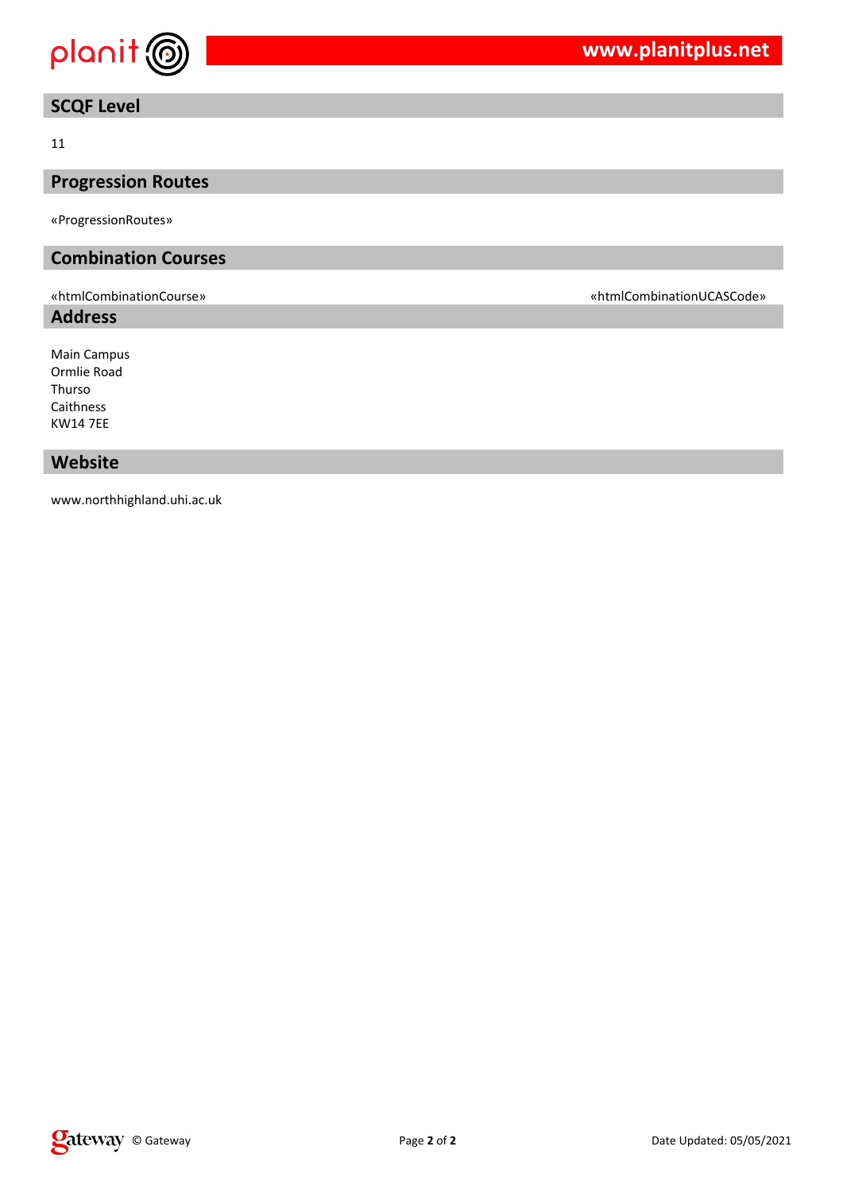## SCQF Level

11

## Progression Routes

«ProgressionRoutes»

## Combination Courses

«htmlCombinationCourse» «htmlCombinationUCASCode»

## Address

Main Campus
Ormlie Road
Thurso
Caithness
KW14 7EE

## Website

www.northhighland.uhi.ac.uk